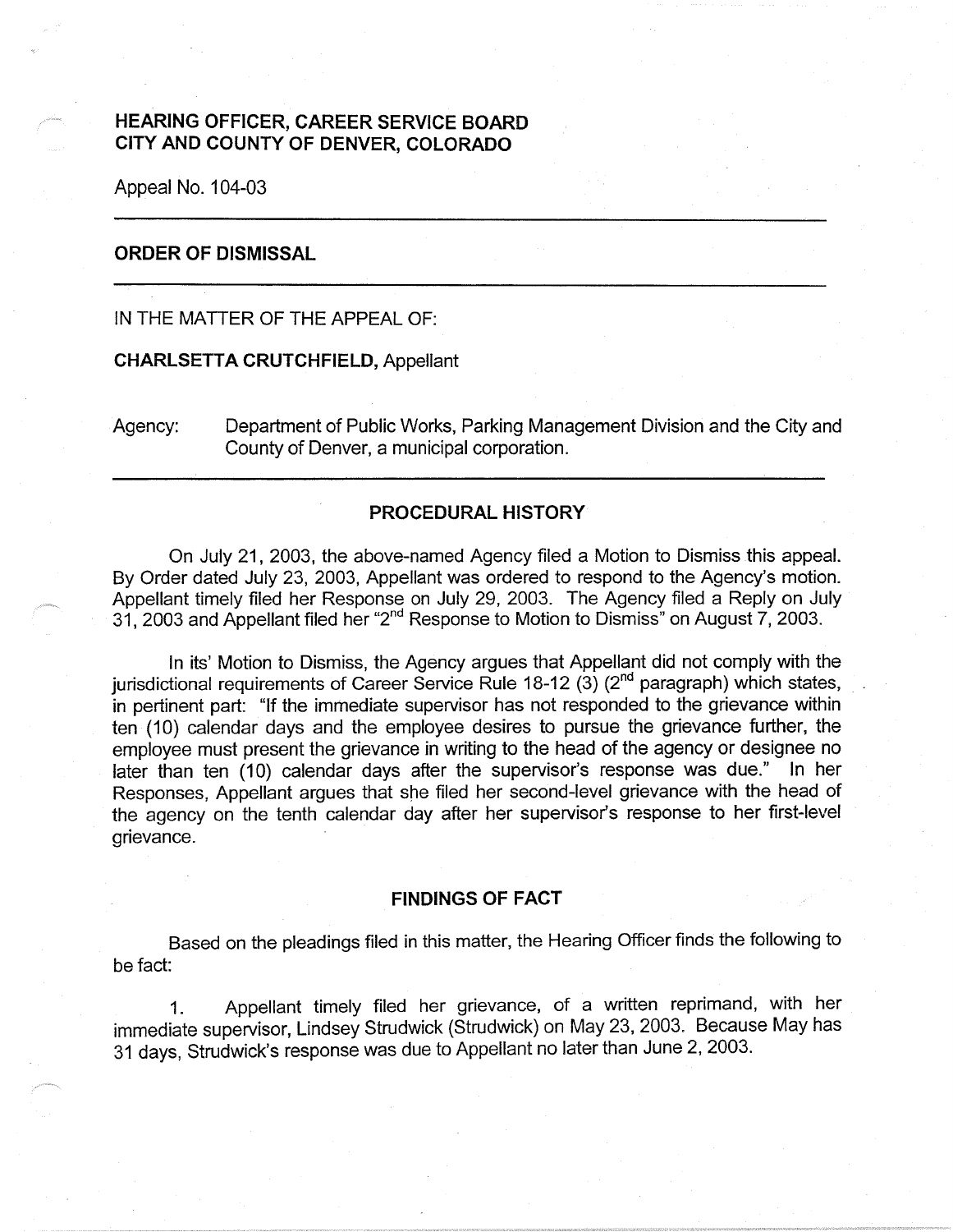# HEARING OFFICER, CAREER SERVICE BOARD
# CITY AND COUNTY OF DENVER, COLORADO

Appeal No. 104-03

---

## ORDER OF DISMISSAL

---

IN THE MATTER OF THE APPEAL OF:

**CHARLSETTA CRUTCHFIELD,** Appellant

Agency: Department of Public Works, Parking Management Division and the City and County of Denver, a municipal corporation.

---

## PROCEDURAL HISTORY

On July 21, 2003, the above-named Agency filed a Motion to Dismiss this appeal. By Order dated July 23, 2003, Appellant was ordered to respond to the Agency's motion. Appellant timely filed her Response on July 29, 2003. The Agency filed a Reply on July 31, 2003 and Appellant filed her "2nd Response to Motion to Dismiss" on August 7, 2003.

In its' Motion to Dismiss, the Agency argues that Appellant did not comply with the jurisdictional requirements of Career Service Rule 18-12 (3) (2nd paragraph) which states, in pertinent part: "If the immediate supervisor has not responded to the grievance within ten (10) calendar days and the employee desires to pursue the grievance further, the employee must present the grievance in writing to the head of the agency or designee no later than ten (10) calendar days after the supervisor's response was due." In her Responses, Appellant argues that she filed her second-level grievance with the head of the agency on the tenth calendar day after her supervisor's response to her first-level grievance.

## FINDINGS OF FACT

Based on the pleadings filed in this matter, the Hearing Officer finds the following to be fact:

1. Appellant timely filed her grievance, of a written reprimand, with her immediate supervisor, Lindsey Strudwick (Strudwick) on May 23, 2003. Because May has 31 days, Strudwick's response was due to Appellant no later than June 2, 2003.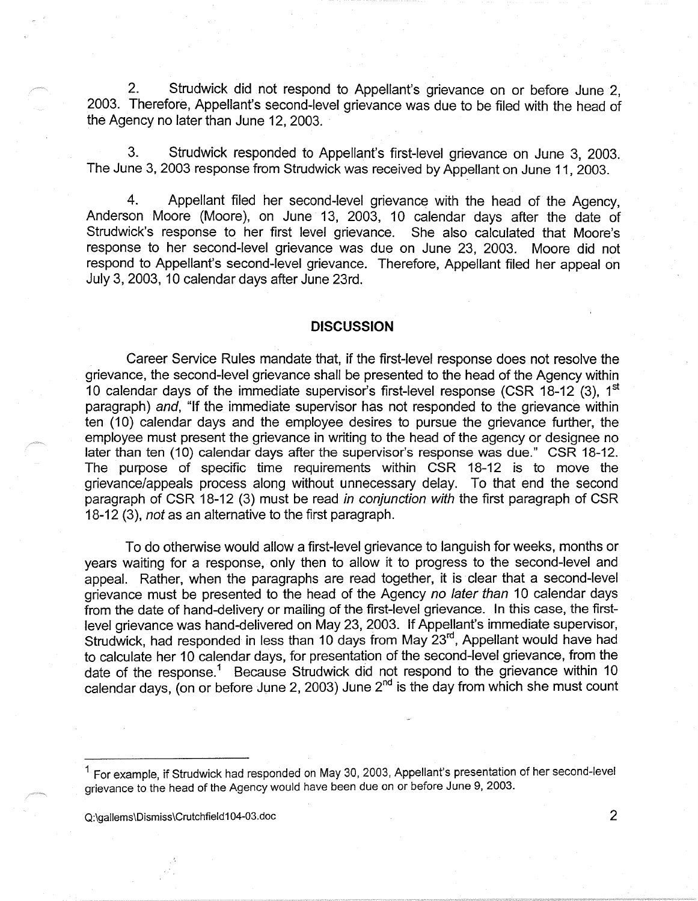2. Strudwick did not respond to Appellant's grievance on or before June 2, 2003. Therefore, Appellant's second-level grievance was due to be filed with the head of the Agency no later than June 12, 2003.

3. Strudwick responded to Appellant's first-level grievance on June 3, 2003. The June 3, 2003 response from Strudwick was received by Appellant on June 11, 2003.

4. Appellant filed her second-level grievance with the head of the Agency, Anderson Moore (Moore), on June 13, 2003, 10 calendar days after the date of Strudwick's response to her first level grievance. She also calculated that Moore's response to her second-level grievance was due on June 23, 2003. Moore did not respond to Appellant's second-level grievance. Therefore, Appellant filed her appeal on July 3, 2003, 10 calendar days after June 23rd.

## DISCUSSION

Career Service Rules mandate that, if the first-level response does not resolve the grievance, the second-level grievance shall be presented to the head of the Agency within 10 calendar days of the immediate supervisor's first-level response (CSR 18-12 (3), 1st paragraph) *and*, "If the immediate supervisor has not responded to the grievance within ten (10) calendar days and the employee desires to pursue the grievance further, the employee must present the grievance in writing to the head of the agency or designee no later than ten (10) calendar days after the supervisor's response was due." CSR 18-12. The purpose of specific time requirements within CSR 18-12 is to move the grievance/appeals process along without unnecessary delay. To that end the second paragraph of CSR 18-12 (3) must be read *in conjunction with* the first paragraph of CSR 18-12 (3), *not* as an alternative to the first paragraph.

To do otherwise would allow a first-level grievance to languish for weeks, months or years waiting for a response, only then to allow it to progress to the second-level and appeal. Rather, when the paragraphs are read together, it is clear that a second-level grievance must be presented to the head of the Agency *no later than* 10 calendar days from the date of hand-delivery or mailing of the first-level grievance. In this case, the first-level grievance was hand-delivered on May 23, 2003. If Appellant's immediate supervisor, Strudwick, had responded in less than 10 days from May 23rd, Appellant would have had to calculate her 10 calendar days, for presentation of the second-level grievance, from the date of the response.[1] Because Strudwick did not respond to the grievance within 10 calendar days, (on or before June 2, 2003) June 2nd is the day from which she must count

[1] For example, if Strudwick had responded on May 30, 2003, Appellant's presentation of her second-level grievance to the head of the Agency would have been due on or before June 9, 2003.

Q:\gallems\Dismiss\Crutchfield104-03.doc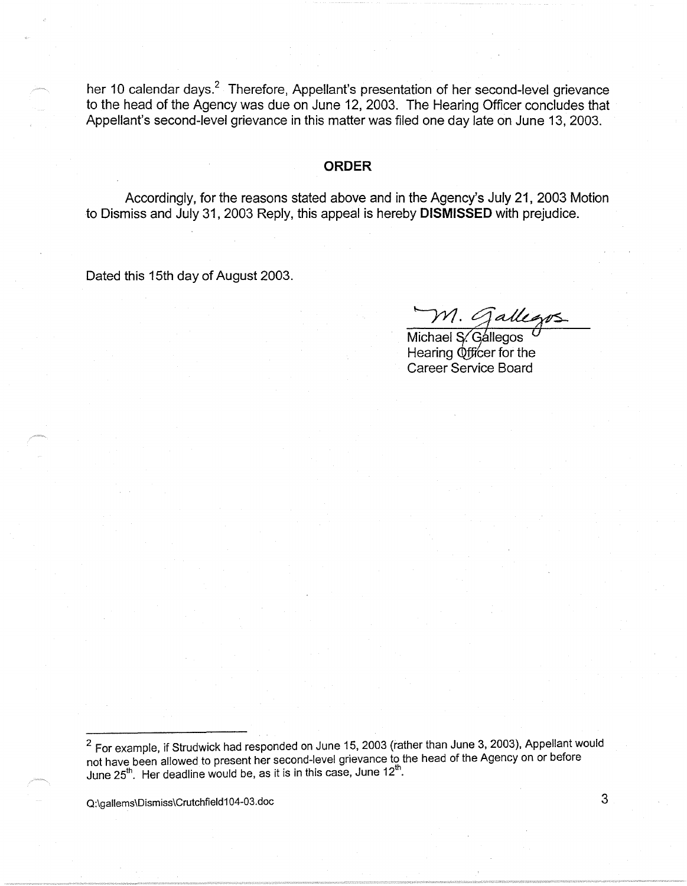her 10 calendar days.[2] Therefore, Appellant's presentation of her second-level grievance to the head of the Agency was due on June 12, 2003. The Hearing Officer concludes that Appellant's second-level grievance in this matter was filed one day late on June 13, 2003.

## ORDER

Accordingly, for the reasons stated above and in the Agency's July 21, 2003 Motion to Dismiss and July 31, 2003 Reply, this appeal is hereby **DISMISSED** with prejudice.

Dated this 15th day of August 2003.

M. Gallegos
Michael S. Gallegos
Hearing Officer for the
Career Service Board

[2] For example, if Strudwick had responded on June 15, 2003 (rather than June 3, 2003), Appellant would not have been allowed to present her second-level grievance to the head of the Agency on or before June 25th. Her deadline would be, as it is in this case, June 12th.

Q:\gallems\Dismiss\Crutchfield104-03.doc